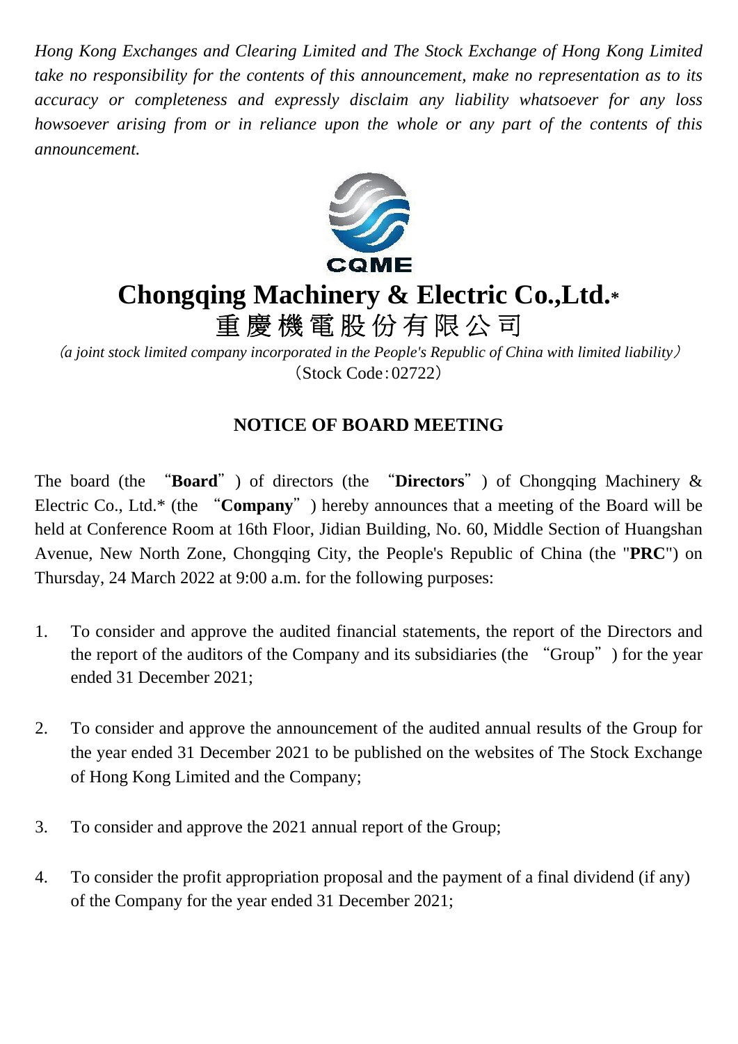*Hong Kong Exchanges and Clearing Limited and The Stock Exchange of Hong Kong Limited take no responsibility for the contents of this announcement, make no representation as to its accuracy or completeness and expressly disclaim any liability whatsoever for any loss howsoever arising from or in reliance upon the whole or any part of the contents of this announcement.*

CQME

# Chongqing Machinery & Electric Co.,Ltd.*

# 重慶機電股份有限公司

*(a joint stock limited company incorporated in the People's Republic of China with limited liability)*

(Stock Code:02722)

## NOTICE OF BOARD MEETING

The board (the "**Board**") of directors (the "**Directors**") of Chongqing Machinery & Electric Co., Ltd.* (the "**Company**") hereby announces that a meeting of the Board will be held at Conference Room at 16th Floor, Jidian Building, No. 60, Middle Section of Huangshan Avenue, New North Zone, Chongqing City, the People's Republic of China (the "**PRC**") on Thursday, 24 March 2022 at 9:00 a.m. for the following purposes:

1. To consider and approve the audited financial statements, the report of the Directors and the report of the auditors of the Company and its subsidiaries (the "Group") for the year ended 31 December 2021;

2. To consider and approve the announcement of the audited annual results of the Group for the year ended 31 December 2021 to be published on the websites of The Stock Exchange of Hong Kong Limited and the Company;

3. To consider and approve the 2021 annual report of the Group;

4. To consider the profit appropriation proposal and the payment of a final dividend (if any) of the Company for the year ended 31 December 2021;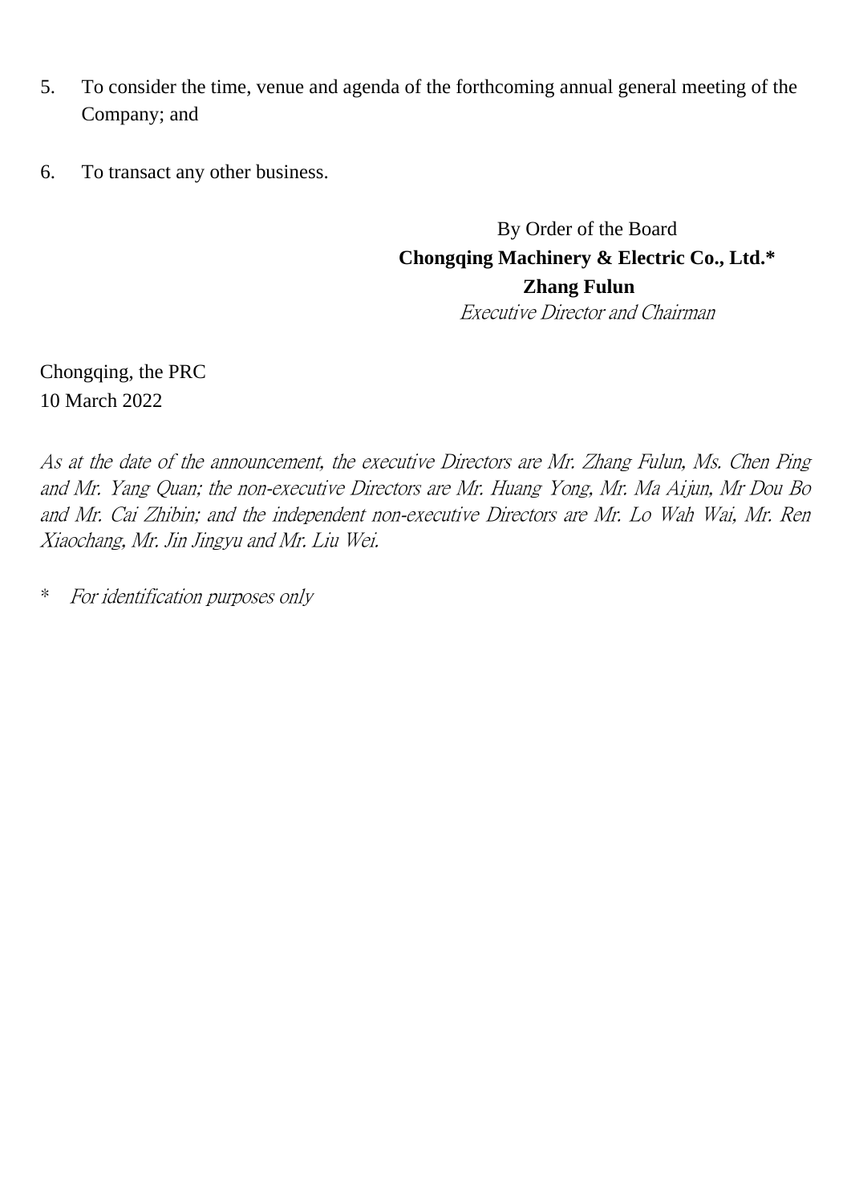5. To consider the time, venue and agenda of the forthcoming annual general meeting of the Company; and

6. To transact any other business.

By Order of the Board
**Chongqing Machinery & Electric Co., Ltd.***
**Zhang Fulun**
*Executive Director and Chairman*

Chongqing, the PRC
10 March 2022

*As at the date of the announcement, the executive Directors are Mr. Zhang Fulun, Ms. Chen Ping and Mr. Yang Quan; the non-executive Directors are Mr. Huang Yong, Mr. Ma Aijun, Mr Dou Bo and Mr. Cai Zhibin; and the independent non-executive Directors are Mr. Lo Wah Wai, Mr. Ren Xiaochang, Mr. Jin Jingyu and Mr. Liu Wei.*

\* *For identification purposes only*